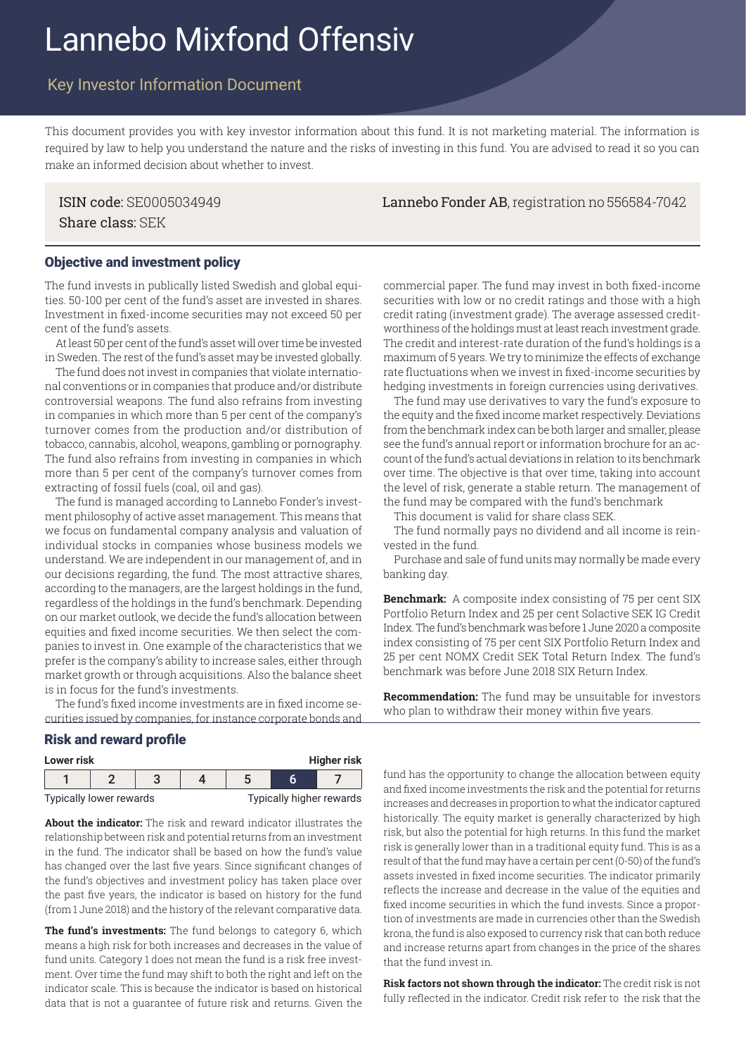# Lannebo Mixfond Offensiv

## Key Investor Information Document

This document provides you with key investor information about this fund. It is not marketing material. The information is required by law to help you understand the nature and the risks of investing in this fund. You are advised to read it so you can make an informed decision about whether to invest.

ISIN code: SE0005034949
Share class: SEK

**Lannebo Fonder AB**, registration no 556584-7042

### Objective and investment policy

The fund invests in publically listed Swedish and global equities. 50-100 per cent of the fund's asset are invested in shares. Investment in fixed-income securities may not exceed 50 per cent of the fund's assets.

At least 50 per cent of the fund's asset will over time be invested in Sweden. The rest of the fund's asset may be invested globally.

The fund does not invest in companies that violate international conventions or in companies that produce and/or distribute controversial weapons. The fund also refrains from investing in companies in which more than 5 per cent of the company's turnover comes from the production and/or distribution of tobacco, cannabis, alcohol, weapons, gambling or pornography. The fund also refrains from investing in companies in which more than 5 per cent of the company's turnover comes from extracting of fossil fuels (coal, oil and gas).

The fund is managed according to Lannebo Fonder's investment philosophy of active asset management. This means that we focus on fundamental company analysis and valuation of individual stocks in companies whose business models we understand. We are independent in our management of, and in our decisions regarding, the fund. The most attractive shares, according to the managers, are the largest holdings in the fund, regardless of the holdings in the fund's benchmark. Depending on our market outlook, we decide the fund's allocation between equities and fixed income securities. We then select the companies to invest in. One example of the characteristics that we prefer is the company's ability to increase sales, either through market growth or through acquisitions. Also the balance sheet is in focus for the fund's investments.

The fund's fixed income investments are in fixed income securities issued by companies, for instance corporate bonds and commercial paper. The fund may invest in both fixed-income securities with low or no credit ratings and those with a high credit rating (investment grade). The average assessed creditworthiness of the holdings must at least reach investment grade. The credit and interest-rate duration of the fund's holdings is a maximum of 5 years. We try to minimize the effects of exchange rate fluctuations when we invest in fixed-income securities by hedging investments in foreign currencies using derivatives.

The fund may use derivatives to vary the fund's exposure to the equity and the fixed income market respectively. Deviations from the benchmark index can be both larger and smaller, please see the fund's annual report or information brochure for an account of the fund's actual deviations in relation to its benchmark over time. The objective is that over time, taking into account the level of risk, generate a stable return. The management of the fund may be compared with the fund's benchmark

This document is valid for share class SEK.

The fund normally pays no dividend and all income is reinvested in the fund.

Purchase and sale of fund units may normally be made every banking day.

**Benchmark:** A composite index consisting of 75 per cent SIX Portfolio Return Index and 25 per cent Solactive SEK IG Credit Index. The fund's benchmark was before 1 June 2020 a composite index consisting of 75 per cent SIX Portfolio Return Index and 25 per cent NOMX Credit SEK Total Return Index. The fund's benchmark was before June 2018 SIX Return Index.

**Recommendation:** The fund may be unsuitable for investors who plan to withdraw their money within five years.

### Risk and reward profile

| Lower risk | | | | | | Higher risk |
|---|---|---|---|---|---|---|
| 1 | 2 | 3 | 4 | 5 | **6** | 7 |
| Typically lower rewards | | | | | | Typically higher rewards |

**About the indicator:** The risk and reward indicator illustrates the relationship between risk and potential returns from an investment in the fund. The indicator shall be based on how the fund's value has changed over the last five years. Since significant changes of the fund's objectives and investment policy has taken place over the past five years, the indicator is based on history for the fund (from 1 June 2018) and the history of the relevant comparative data.

**The fund's investments:** The fund belongs to category 6, which means a high risk for both increases and decreases in the value of fund units. Category 1 does not mean the fund is a risk free investment. Over time the fund may shift to both the right and left on the indicator scale. This is because the indicator is based on historical data that is not a guarantee of future risk and returns. Given the fund has the opportunity to change the allocation between equity and fixed income investments the risk and the potential for returns increases and decreases in proportion to what the indicator captured historically. The equity market is generally characterized by high risk, but also the potential for high returns. In this fund the market risk is generally lower than in a traditional equity fund. This is as a result of that the fund may have a certain per cent (0-50) of the fund's assets invested in fixed income securities. The indicator primarily reflects the increase and decrease in the value of the equities and fixed income securities in which the fund invests. Since a proportion of investments are made in currencies other than the Swedish krona, the fund is also exposed to currency risk that can both reduce and increase returns apart from changes in the price of the shares that the fund invest in.

**Risk factors not shown through the indicator:** The credit risk is not fully reflected in the indicator. Credit risk refer to the risk that the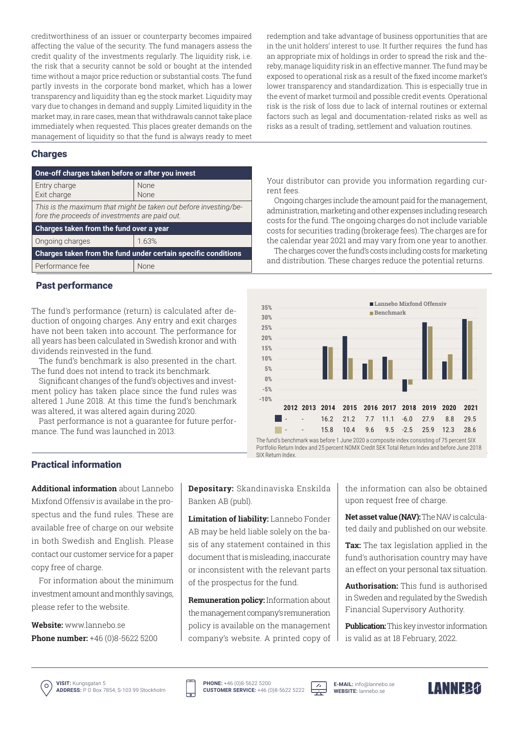creditworthiness of an issuer or counterparty becomes impaired affecting the value of the security. The fund managers assess the credit quality of the investments regularly. The liquidity risk, i.e. the risk that a security cannot be sold or bought at the intended time without a major price reduction or substantial costs. The fund partly invests in the corporate bond market, which has a lower transparency and liquidity than eg the stock market. Liquidity may vary due to changes in demand and supply. Limited liquidity in the market may, in rare cases, mean that withdrawals cannot take place immediately when requested. This places greater demands on the management of liquidity so that the fund is always ready to meet redemption and take advantage of business opportunities that are in the unit holders' interest to use. It further requires the fund has an appropriate mix of holdings in order to spread the risk and thereby, manage liquidity risk in an effective manner. The fund may be exposed to operational risk as a result of the fixed income market's lower transparency and standardization. This is especially true in the event of market turmoil and possible credit events. Operational risk is the risk of loss due to lack of internal routines or external factors such as legal and documentation-related risks as well as risks as a result of trading, settlement and valuation routines.

## Charges

| One-off charges taken before or after you invest | |
|---|---|
| Entry charge | None |
| Exit charge | None |
| *This is the maximum that might be taken out before investing/before the proceeds of investments are paid out.* | |
| **Charges taken from the fund over a year** | |
| Ongoing charges | 1.63% |
| **Charges taken from the fund under certain specific conditions** | |
| Performance fee | None |

Your distributor can provide you information regarding current fees.

Ongoing charges include the amount paid for the management, administration, marketing and other expenses including research costs for the fund. The ongoing charges do not include variable costs for securities trading (brokerage fees). The charges are for the calendar year 2021 and may vary from one year to another.

The charges cover the fund's costs including costs for marketing and distribution. These charges reduce the potential returns.

## Past performance

The fund's performance (return) is calculated after deduction of ongoing charges. Any entry and exit charges have not been taken into account. The performance for all years has been calculated in Swedish kronor and with dividends reinvested in the fund.

The fund's benchmark is also presented in the chart. The fund does not intend to track its benchmark.

Significant changes of the fund's objectives and investment policy has taken place since the fund rules was altered 1 June 2018. At this time the fund's benchmark was altered, it was altered again during 2020.

Past performance is not a guarantee for future performance. The fund was launched in 2013.

Lannebo Mixfond Offensiv
Benchmark

35%
30%
25%
20%
15%
10%
5%
0%
-5%
-10%

2012 2013 2014 2015 2016 2017 2018 2019 2020 2021

Lannebo Mixfond Offensiv: - - 16.2 21.2 7.7 11.1 -6.0 27.9 8.8 29.5

Benchmark: - - 15.8 10.4 9.6 9.5 -2.5 25.9 12.3 28.6

The fund's benchmark was before 1 June 2020 a composite index consisting of 75 percent SIX Portfolio Return Index and 25 percent NOMX Credit SEK Total Return Index and before June 2018 SIX Return Index.

## Practical information

**Additional information** about Lannebo Mixfond Offensiv is availabe in the prospectus and the fund rules. These are available free of charge on our website in both Swedish and English. Please contact our customer service for a paper copy free of charge.

For information about the minimum investment amount and monthly savings, please refer to the website.

**Website:** www.lannebo.se
**Phone number:** +46 (0)8-5622 5200

**Depositary:** Skandinaviska Enskilda Banken AB (publ).

**Limitation of liability:** Lannebo Fonder AB may be held liable solely on the basis of any statement contained in this document that is misleading, inaccurate or inconsistent with the relevant parts of the prospectus for the fund.

**Remuneration policy:** Information about the management company's remuneration policy is available on the management company's website. A printed copy of the information can also be obtained upon request free of charge.

**Net asset value (NAV):** The NAV is calculated daily and published on our website.

**Tax:** The tax legislation applied in the fund's authorisation country may have an effect on your personal tax situation.

**Authorisation:** This fund is authorised in Sweden and regulated by the Swedish Financial Supervisory Authority.

**Publication:** This key investor information is valid as at 18 February, 2022.

**VISIT:** Kungsgatan 5
**ADDRESS:** P O Box 7854, S-103 99 Stockholm

**PHONE:** +46 (0)8-5622 5200
**CUSTOMER SERVICE:** +46 (0)8-5622 5222

**E-MAIL:** info@lannebo.se
**WEBSITE:** lannebo.se

LANNEBO